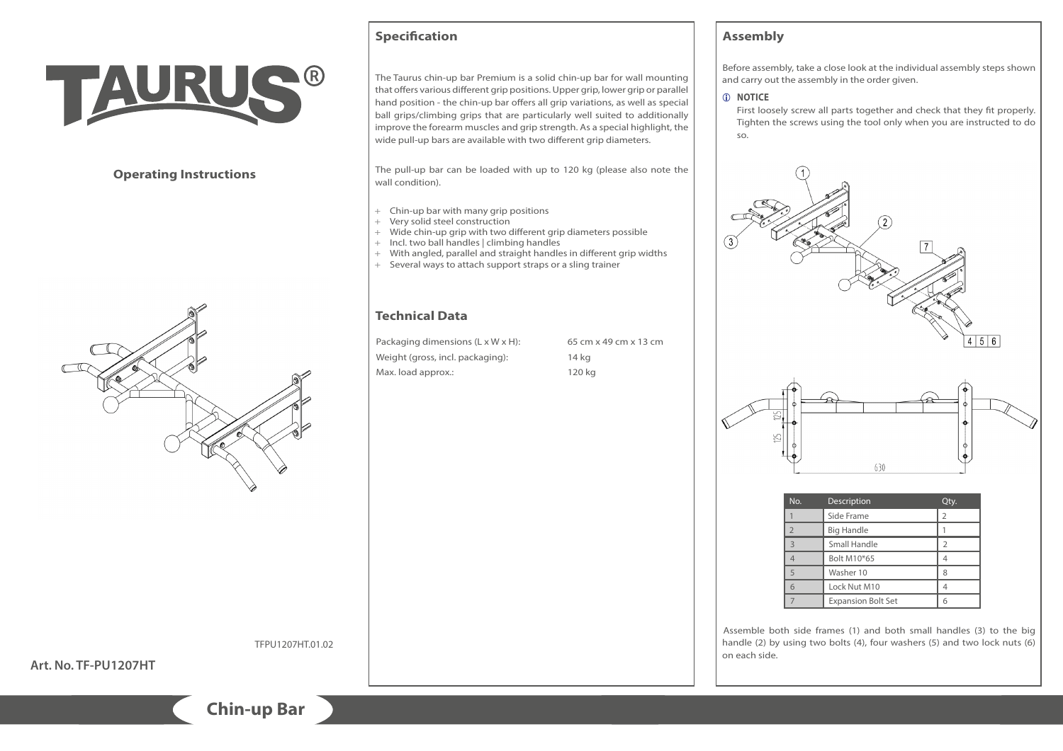# TAURUS®

## Operating Instructions

TFPU1207HT.01.02

**Art. No. TF-PU1207HT**

**Chin-up Bar**

## Specification

The Taurus chin-up bar Premium is a solid chin-up bar for wall mounting that offers various different grip positions. Upper grip, lower grip or parallel hand position - the chin-up bar offers all grip variations, as well as special ball grips/climbing grips that are particularly well suited to additionally improve the forearm muscles and grip strength. As a special highlight, the wide pull-up bars are available with two different grip diameters.

The pull-up bar can be loaded with up to 120 kg (please also note the wall condition).

- + Chin-up bar with many grip positions
- + Very solid steel construction
- + Wide chin-up grip with two different grip diameters possible
- + Incl. two ball handles | climbing handles
- + With angled, parallel and straight handles in different grip widths
- + Several ways to attach support straps or a sling trainer

## Technical Data

| | |
|---|---|
| Packaging dimensions (L x W x H): | 65 cm x 49 cm x 13 cm |
| Weight (gross, incl. packaging): | 14 kg |
| Max. load approx.: | 120 kg |

## Assembly

Before assembly, take a close look at the individual assembly steps shown and carry out the assembly in the order given.

**NOTICE**

First loosely screw all parts together and check that they fit properly. Tighten the screws using the tool only when you are instructed to do so.

| No. | Description | Qty. |
|---|---|---|
| 1 | Side Frame | 2 |
| 2 | Big Handle | 1 |
| 3 | Small Handle | 2 |
| 4 | Bolt M10*65 | 4 |
| 5 | Washer 10 | 8 |
| 6 | Lock Nut M10 | 4 |
| 7 | Expansion Bolt Set | 6 |

Assemble both side frames (1) and both small handles (3) to the big handle (2) by using two bolts (4), four washers (5) and two lock nuts (6) on each side.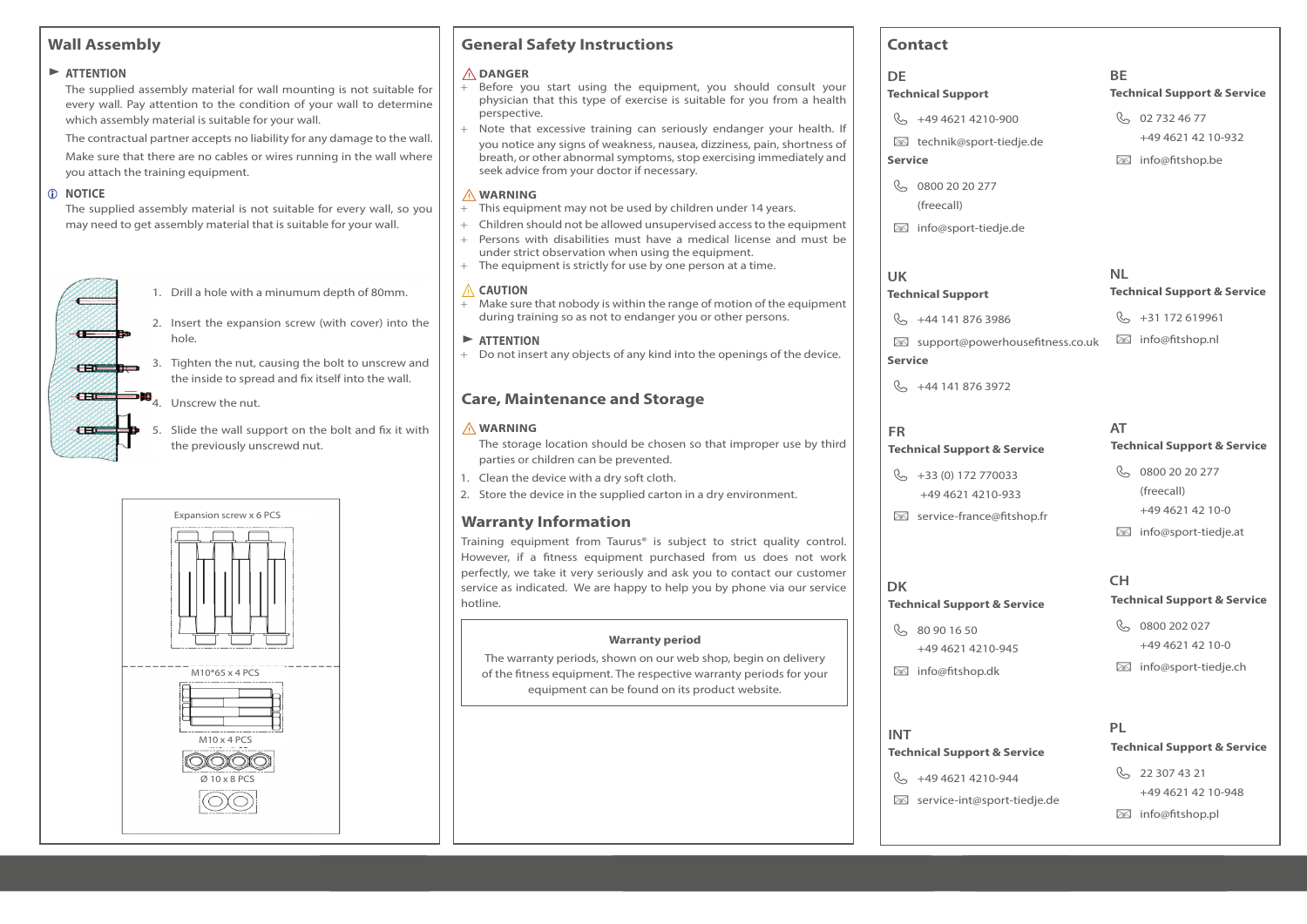## Wall Assembly

► **ATTENTION**

The supplied assembly material for wall mounting is not suitable for every wall. Pay attention to the condition of your wall to determine which assembly material is suitable for your wall.

The contractual partner accepts no liability for any damage to the wall.

Make sure that there are no cables or wires running in the wall where you attach the training equipment.

ⓘ **NOTICE**

The supplied assembly material is not suitable for every wall, so you may need to get assembly material that is suitable for your wall.

1. Drill a hole with a minumum depth of 80mm.
2. Insert the expansion screw (with cover) into the hole.
3. Tighten the nut, causing the bolt to unscrew and the inside to spread and fix itself into the wall.
4. Unscrew the nut.
5. Slide the wall support on the bolt and fix it with the previously unscrewd nut.

Expansion screw x 6 PCS

M10*65 x 4 PCS

M10 x 4 PCS

Ø 10 x 8 PCS

## General Safety Instructions

⚠ **DANGER**

- Before you start using the equipment, you should consult your physician that this type of exercise is suitable for you from a health perspective.
- Note that excessive training can seriously endanger your health. If you notice any signs of weakness, nausea, dizziness, pain, shortness of breath, or other abnormal symptoms, stop exercising immediately and seek advice from your doctor if necessary.

⚠ **WARNING**

- This equipment may not be used by children under 14 years.
- Children should not be allowed unsupervised access to the equipment
- Persons with disabilities must have a medical license and must be under strict observation when using the equipment.
- The equipment is strictly for use by one person at a time.

⚠ **CAUTION**

- Make sure that nobody is within the range of motion of the equipment during training so as not to endanger you or other persons.

► **ATTENTION**

- Do not insert any objects of any kind into the openings of the device.

## Care, Maintenance and Storage

⚠ **WARNING**

The storage location should be chosen so that improper use by third parties or children can be prevented.

1. Clean the device with a dry soft cloth.
2. Store the device in the supplied carton in a dry environment.

## Warranty Information

Training equipment from Taurus® is subject to strict quality control. However, if a fitness equipment purchased from us does not work perfectly, we take it very seriously and ask you to contact our customer service as indicated. We are happy to help you by phone via our service hotline.

**Warranty period**

The warranty periods, shown on our web shop, begin on delivery of the fitness equipment. The respective warranty periods for your equipment can be found on its product website.

## Contact

**DE**

**Technical Support**

+49 4621 4210-900

technik@sport-tiedje.de

**Service**

0800 20 20 277 (freecall)

info@sport-tiedje.de

**BE**

**Technical Support & Service**

02 732 46 77

+49 4621 42 10-932

info@fitshop.be

**UK**

**Technical Support**

+44 141 876 3986

support@powerhousefitness.co.uk

**Service**

+44 141 876 3972

**NL**

**Technical Support & Service**

+31 172 619961

info@fitshop.nl

**FR**

**Technical Support & Service**

+33 (0) 172 770033

+49 4621 4210-933

service-france@fitshop.fr

**AT**

**Technical Support & Service**

0800 20 20 277 (freecall)

+49 4621 42 10-0

info@sport-tiedje.at

**DK**

**Technical Support & Service**

80 90 16 50

+49 4621 4210-945

info@fitshop.dk

**CH**

**Technical Support & Service**

0800 202 027

+49 4621 42 10-0

info@sport-tiedje.ch

**INT**

**Technical Support & Service**

+49 4621 4210-944

service-int@sport-tiedje.de

**PL**

**Technical Support & Service**

22 307 43 21

+49 4621 42 10-948

info@fitshop.pl